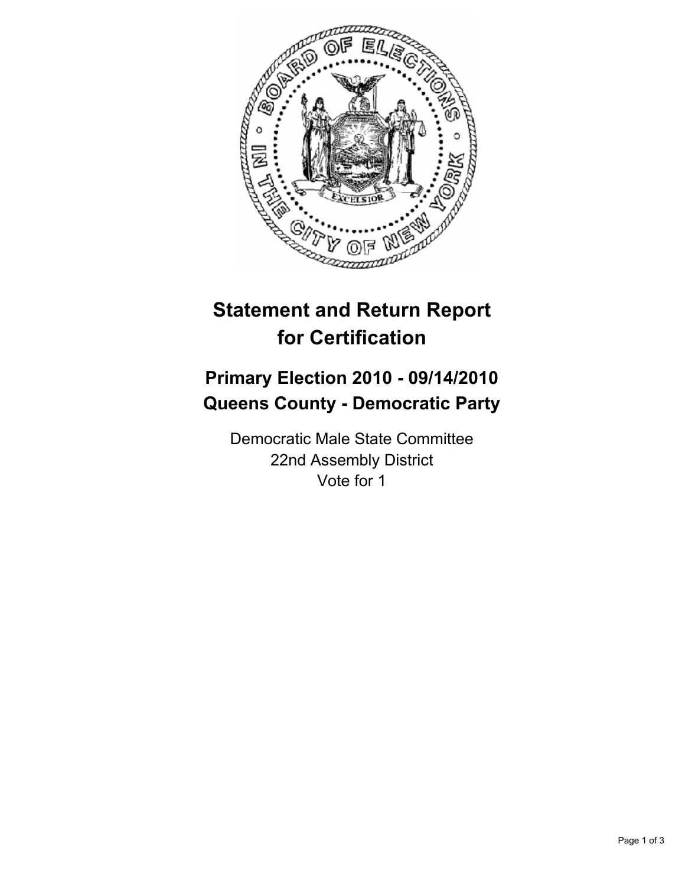# Statement and Return Report for Certification

## Primary Election 2010 - 09/14/2010
## Queens County - Democratic Party

Democratic Male State Committee
22nd Assembly District
Vote for 1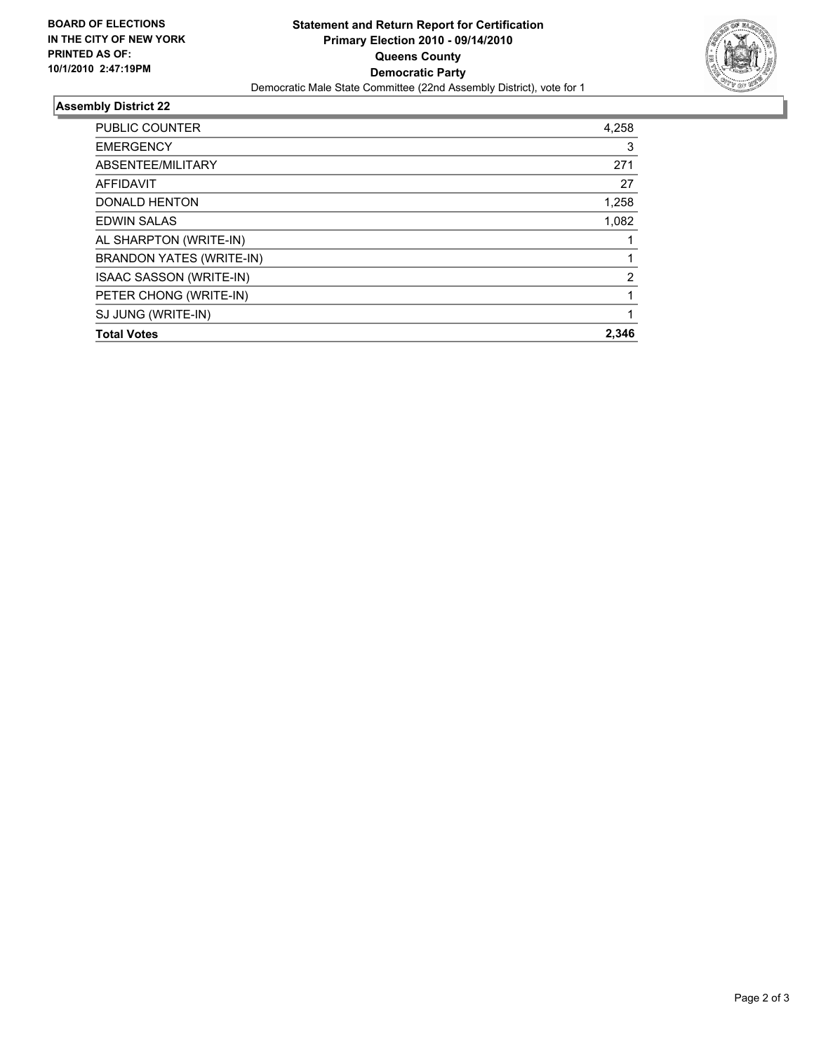**BOARD OF ELECTIONS IN THE CITY OF NEW YORK PRINTED AS OF: 10/1/2010 2:47:19PM**

**Statement and Return Report for Certification**
**Primary Election 2010 - 09/14/2010**
**Queens County**
**Democratic Party**
Democratic Male State Committee (22nd Assembly District), vote for 1

## Assembly District 22

| | |
|---|---|
| PUBLIC COUNTER | 4,258 |
| EMERGENCY | 3 |
| ABSENTEE/MILITARY | 271 |
| AFFIDAVIT | 27 |
| DONALD HENTON | 1,258 |
| EDWIN SALAS | 1,082 |
| AL SHARPTON (WRITE-IN) | 1 |
| BRANDON YATES (WRITE-IN) | 1 |
| ISAAC SASSON (WRITE-IN) | 2 |
| PETER CHONG (WRITE-IN) | 1 |
| SJ JUNG (WRITE-IN) | 1 |
| **Total Votes** | **2,346** |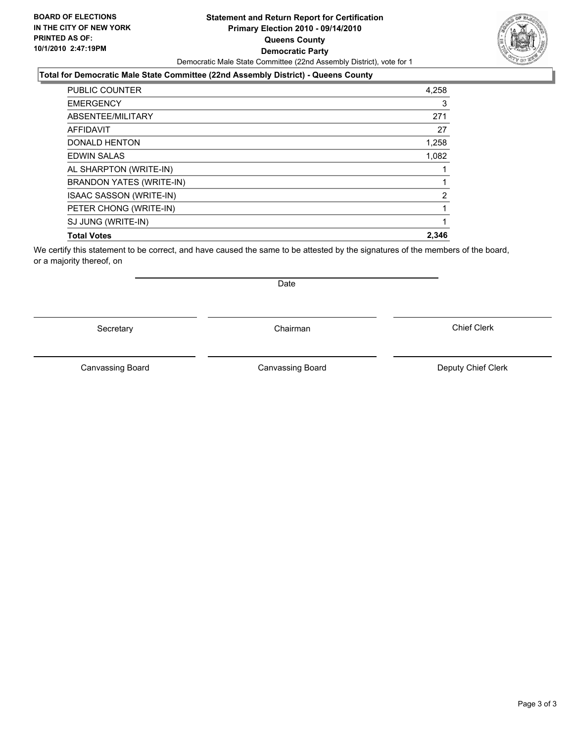**BOARD OF ELECTIONS IN THE CITY OF NEW YORK PRINTED AS OF: 10/1/2010 2:47:19PM**

# Statement and Return Report for Certification
## Primary Election 2010 - 09/14/2010
## Queens County
## Democratic Party

Democratic Male State Committee (22nd Assembly District), vote for 1

**Total for Democratic Male State Committee (22nd Assembly District) - Queens County**

| | |
|---|---|
| PUBLIC COUNTER | 4,258 |
| EMERGENCY | 3 |
| ABSENTEE/MILITARY | 271 |
| AFFIDAVIT | 27 |
| DONALD HENTON | 1,258 |
| EDWIN SALAS | 1,082 |
| AL SHARPTON (WRITE-IN) | 1 |
| BRANDON YATES (WRITE-IN) | 1 |
| ISAAC SASSON (WRITE-IN) | 2 |
| PETER CHONG (WRITE-IN) | 1 |
| SJ JUNG (WRITE-IN) | 1 |
| **Total Votes** | **2,346** |

We certify this statement to be correct, and have caused the same to be attested by the signatures of the members of the board, or a majority thereof, on

Date

Secretary

Chairman

Chief Clerk

Canvassing Board

Canvassing Board

Deputy Chief Clerk